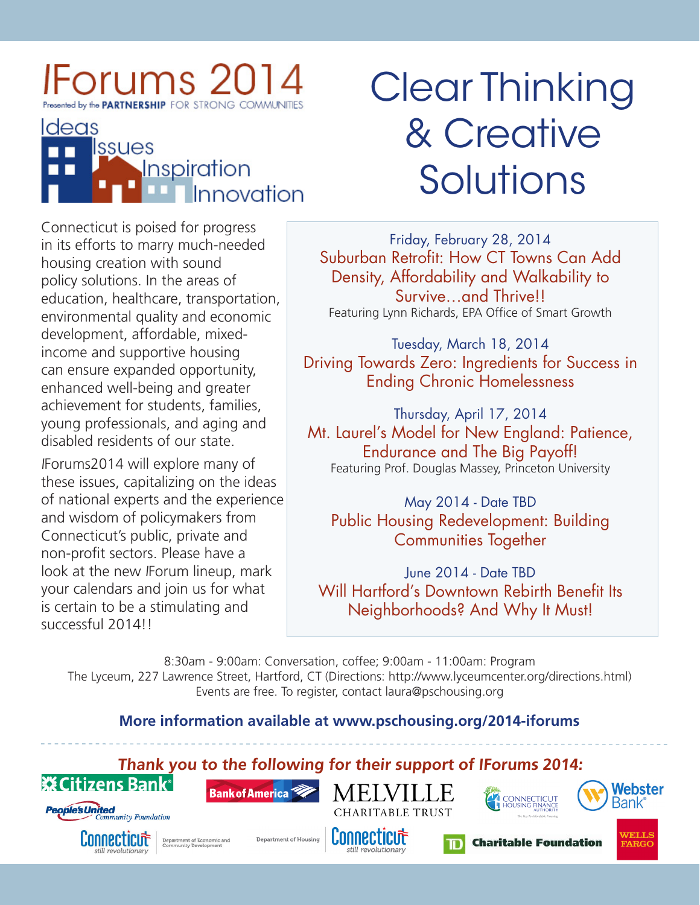# *I*Forums 2014

Presented by the **PARTNERSHIP** FOR STRONG COMMUNITIES

Ideas
Issues
Inspiration
Innovation

# Clear Thinking & Creative Solutions

Connecticut is poised for progress in its efforts to marry much-needed housing creation with sound policy solutions. In the areas of education, healthcare, transportation, environmental quality and economic development, affordable, mixed-income and supportive housing can ensure expanded opportunity, enhanced well-being and greater achievement for students, families, young professionals, and aging and disabled residents of our state.

*I*Forums2014 will explore many of these issues, capitalizing on the ideas of national experts and the experience and wisdom of policymakers from Connecticut's public, private and non-profit sectors. Please have a look at the new *I*Forum lineup, mark your calendars and join us for what is certain to be a stimulating and successful 2014!!

Friday, February 28, 2014
Suburban Retrofit: How CT Towns Can Add Density, Affordability and Walkability to Survive…and Thrive!!
Featuring Lynn Richards, EPA Office of Smart Growth

Tuesday, March 18, 2014
Driving Towards Zero: Ingredients for Success in Ending Chronic Homelessness

Thursday, April 17, 2014
Mt. Laurel's Model for New England: Patience, Endurance and The Big Payoff!
Featuring Prof. Douglas Massey, Princeton University

May 2014 - Date TBD
Public Housing Redevelopment: Building Communities Together

June 2014 - Date TBD
Will Hartford's Downtown Rebirth Benefit Its Neighborhoods? And Why It Must!

8:30am - 9:00am: Conversation, coffee; 9:00am - 11:00am: Program
The Lyceum, 227 Lawrence Street, Hartford, CT (Directions: http://www.lyceumcenter.org/directions.html)
Events are free. To register, contact laura@pschousing.org

**More information available at www.pschousing.org/2014-iforums**

***Thank you to the following for their support of IForums 2014:***

Citizens Bank · Bank of America · Melville Charitable Trust · Connecticut Housing Finance Authority · Webster Bank · People's United Community Foundation · Connecticut still revolutionary – Department of Economic and Community Development · Department of Housing – Connecticut still revolutionary · TD Charitable Foundation · Wells Fargo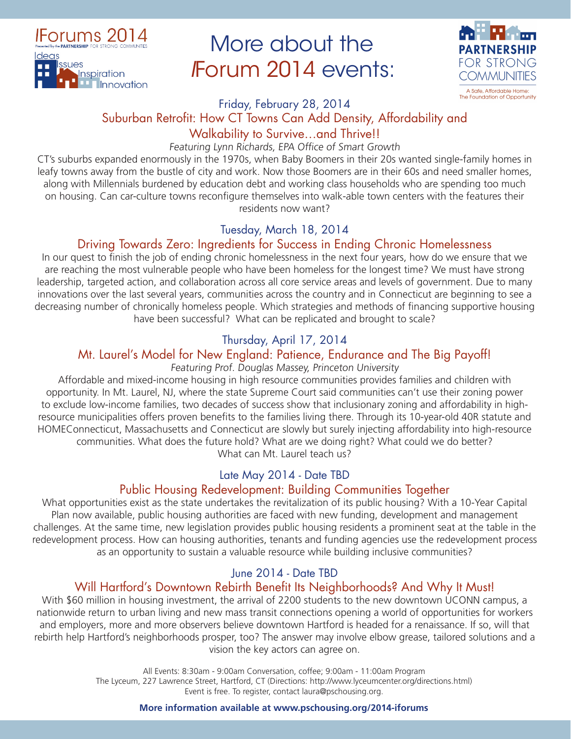iForums 2014

Presented by the PARTNERSHIP FOR STRONG COMMUNITIES

Ideas
Issues
Inspiration
Innovation

# More about the *i*Forum 2014 events:

PARTNERSHIP FOR STRONG COMMUNITIES

A Safe, Affordable Home: The Foundation of Opportunity

### Friday, February 28, 2014

## Suburban Retrofit: How CT Towns Can Add Density, Affordability and Walkability to Survive…and Thrive!!

*Featuring Lynn Richards, EPA Office of Smart Growth*

CT's suburbs expanded enormously in the 1970s, when Baby Boomers in their 20s wanted single-family homes in leafy towns away from the bustle of city and work. Now those Boomers are in their 60s and need smaller homes, along with Millennials burdened by education debt and working class households who are spending too much on housing. Can car-culture towns reconfigure themselves into walk-able town centers with the features their residents now want?

### Tuesday, March 18, 2014

## Driving Towards Zero: Ingredients for Success in Ending Chronic Homelessness

In our quest to finish the job of ending chronic homelessness in the next four years, how do we ensure that we are reaching the most vulnerable people who have been homeless for the longest time? We must have strong leadership, targeted action, and collaboration across all core service areas and levels of government. Due to many innovations over the last several years, communities across the country and in Connecticut are beginning to see a decreasing number of chronically homeless people. Which strategies and methods of financing supportive housing have been successful? What can be replicated and brought to scale?

### Thursday, April 17, 2014

## Mt. Laurel's Model for New England: Patience, Endurance and The Big Payoff!

*Featuring Prof. Douglas Massey, Princeton University*

Affordable and mixed-income housing in high resource communities provides families and children with opportunity. In Mt. Laurel, NJ, where the state Supreme Court said communities can't use their zoning power to exclude low-income families, two decades of success show that inclusionary zoning and affordability in high-resource municipalities offers proven benefits to the families living there. Through its 10-year-old 40R statute and HOMEConnecticut, Massachusetts and Connecticut are slowly but surely injecting affordability into high-resource communities. What does the future hold? What are we doing right? What could we do better? What can Mt. Laurel teach us?

### Late May 2014 - Date TBD

## Public Housing Redevelopment: Building Communities Together

What opportunities exist as the state undertakes the revitalization of its public housing? With a 10-Year Capital Plan now available, public housing authorities are faced with new funding, development and management challenges. At the same time, new legislation provides public housing residents a prominent seat at the table in the redevelopment process. How can housing authorities, tenants and funding agencies use the redevelopment process as an opportunity to sustain a valuable resource while building inclusive communities?

### June 2014 - Date TBD

## Will Hartford's Downtown Rebirth Benefit Its Neighborhoods? And Why It Must!

With $60 million in housing investment, the arrival of 2200 students to the new downtown UCONN campus, a nationwide return to urban living and new mass transit connections opening a world of opportunities for workers and employers, more and more observers believe downtown Hartford is headed for a renaissance. If so, will that rebirth help Hartford's neighborhoods prosper, too? The answer may involve elbow grease, tailored solutions and a vision the key actors can agree on.

All Events: 8:30am - 9:00am Conversation, coffee; 9:00am - 11:00am Program
The Lyceum, 227 Lawrence Street, Hartford, CT (Directions: http://www.lyceumcenter.org/directions.html)
Event is free. To register, contact laura@pschousing.org.

**More information available at www.pschousing.org/2014-iforums**